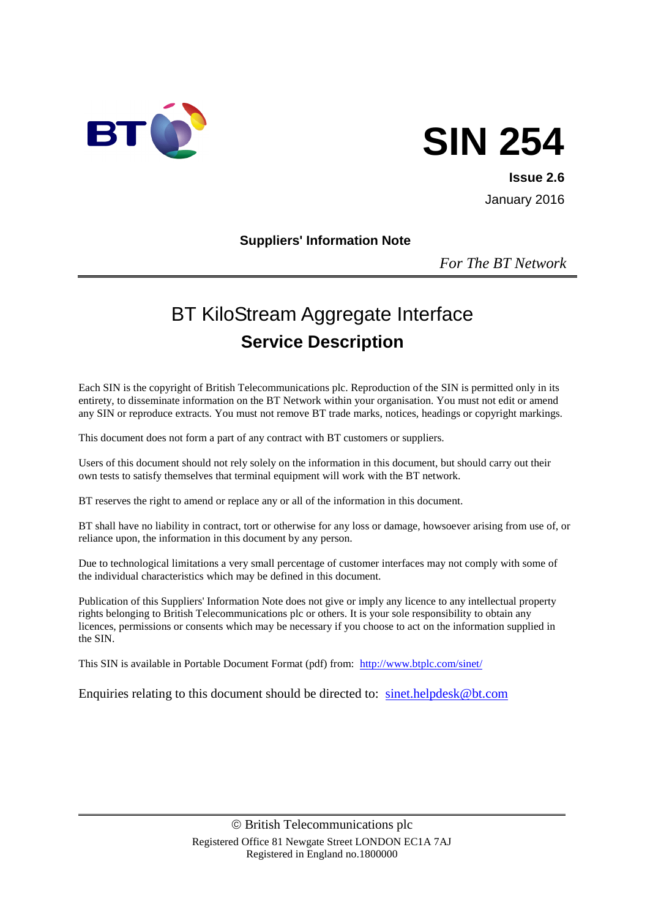BT

# SIN 254

**Issue 2.6**

January 2016

**Suppliers' Information Note**

*For The BT Network*

---

# BT KiloStream Aggregate Interface

## Service Description

Each SIN is the copyright of British Telecommunications plc. Reproduction of the SIN is permitted only in its entirety, to disseminate information on the BT Network within your organisation. You must not edit or amend any SIN or reproduce extracts. You must not remove BT trade marks, notices, headings or copyright markings.

This document does not form a part of any contract with BT customers or suppliers.

Users of this document should not rely solely on the information in this document, but should carry out their own tests to satisfy themselves that terminal equipment will work with the BT network.

BT reserves the right to amend or replace any or all of the information in this document.

BT shall have no liability in contract, tort or otherwise for any loss or damage, howsoever arising from use of, or reliance upon, the information in this document by any person.

Due to technological limitations a very small percentage of customer interfaces may not comply with some of the individual characteristics which may be defined in this document.

Publication of this Suppliers' Information Note does not give or imply any licence to any intellectual property rights belonging to British Telecommunications plc or others. It is your sole responsibility to obtain any licences, permissions or consents which may be necessary if you choose to act on the information supplied in the SIN.

This SIN is available in Portable Document Format (pdf) from: http://www.btplc.com/sinet/

Enquiries relating to this document should be directed to: sinet.helpdesk@bt.com

---

© British Telecommunications plc

Registered Office 81 Newgate Street LONDON EC1A 7AJ

Registered in England no.1800000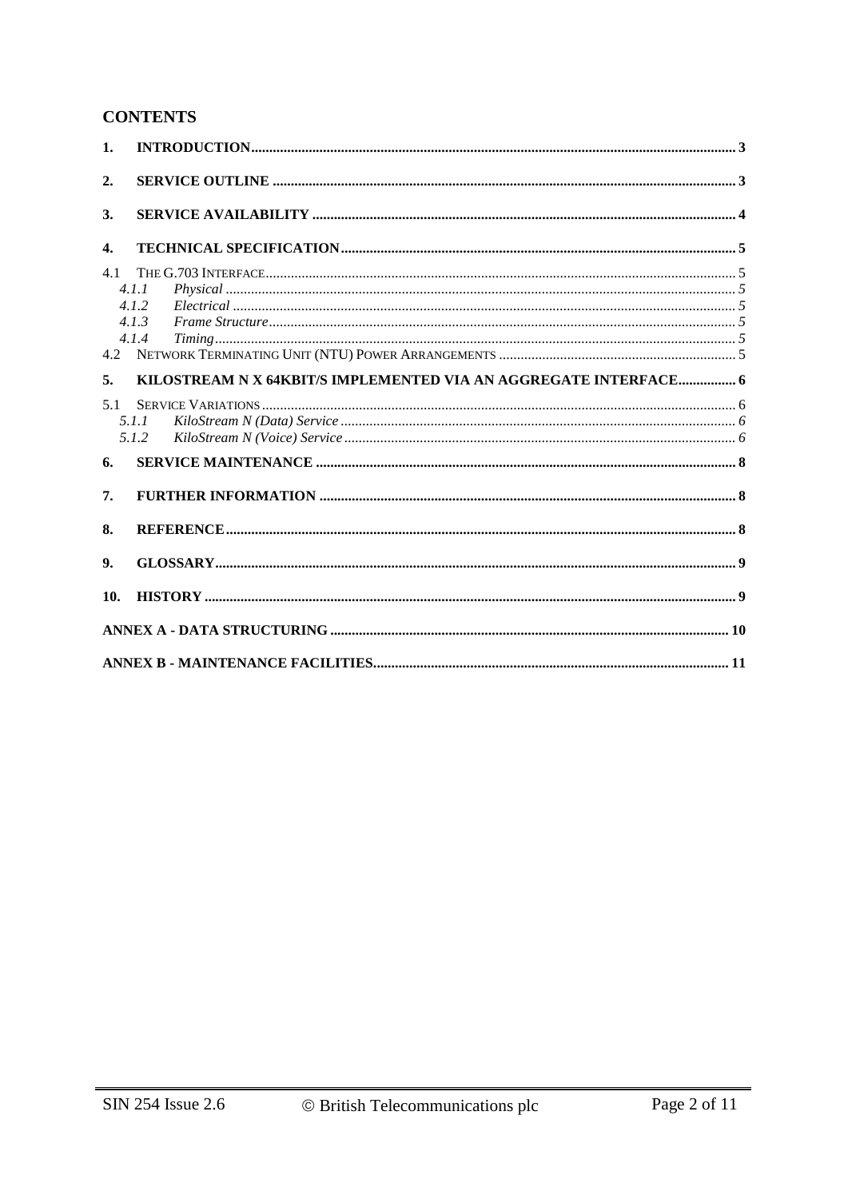# CONTENTS

| | | |
|---|---|---|
| **1.** | **INTRODUCTION** | **3** |
| **2.** | **SERVICE OUTLINE** | **3** |
| **3.** | **SERVICE AVAILABILITY** | **4** |
| **4.** | **TECHNICAL SPECIFICATION** | **5** |
| 4.1 | THE G.703 INTERFACE | 5 |
| *4.1.1* | *Physical* | *5* |
| *4.1.2* | *Electrical* | *5* |
| *4.1.3* | *Frame Structure* | *5* |
| *4.1.4* | *Timing* | *5* |
| 4.2 | NETWORK TERMINATING UNIT (NTU) POWER ARRANGEMENTS | 5 |
| **5.** | **KILOSTREAM N X 64KBIT/S IMPLEMENTED VIA AN AGGREGATE INTERFACE** | **6** |
| 5.1 | SERVICE VARIATIONS | 6 |
| *5.1.1* | *KiloStream N (Data) Service* | *6* |
| *5.1.2* | *KiloStream N (Voice) Service* | *6* |
| **6.** | **SERVICE MAINTENANCE** | **8** |
| **7.** | **FURTHER INFORMATION** | **8** |
| **8.** | **REFERENCE** | **8** |
| **9.** | **GLOSSARY** | **9** |
| **10.** | **HISTORY** | **9** |
| | **ANNEX A - DATA STRUCTURING** | **10** |
| | **ANNEX B - MAINTENANCE FACILITIES** | **11** |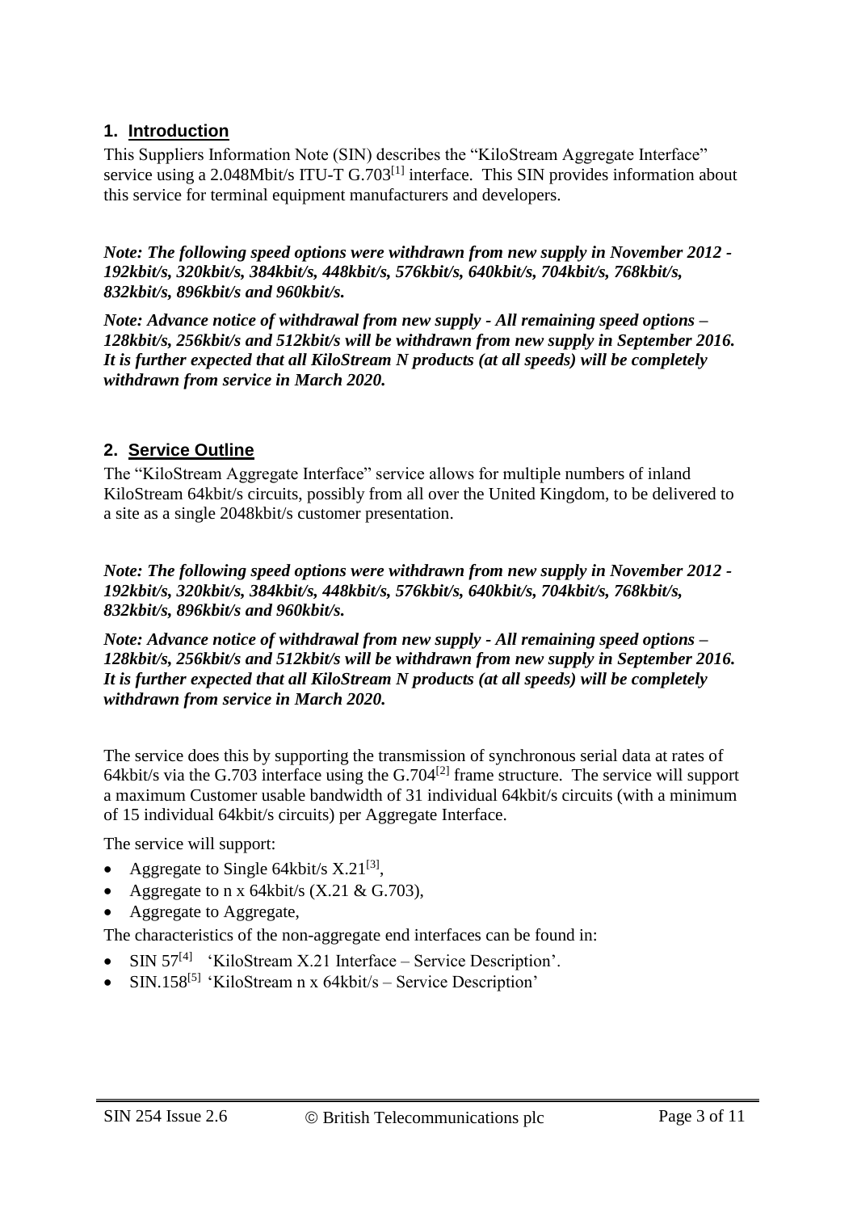## 1. Introduction

This Suppliers Information Note (SIN) describes the "KiloStream Aggregate Interface" service using a 2.048Mbit/s ITU-T G.703[1] interface. This SIN provides information about this service for terminal equipment manufacturers and developers.

***Note: The following speed options were withdrawn from new supply in November 2012 - 192kbit/s, 320kbit/s, 384kbit/s, 448kbit/s, 576kbit/s, 640kbit/s, 704kbit/s, 768kbit/s, 832kbit/s, 896kbit/s and 960kbit/s.***

***Note: Advance notice of withdrawal from new supply - All remaining speed options – 128kbit/s, 256kbit/s and 512kbit/s will be withdrawn from new supply in September 2016. It is further expected that all KiloStream N products (at all speeds) will be completely withdrawn from service in March 2020.***

## 2. Service Outline

The "KiloStream Aggregate Interface" service allows for multiple numbers of inland KiloStream 64kbit/s circuits, possibly from all over the United Kingdom, to be delivered to a site as a single 2048kbit/s customer presentation.

***Note: The following speed options were withdrawn from new supply in November 2012 - 192kbit/s, 320kbit/s, 384kbit/s, 448kbit/s, 576kbit/s, 640kbit/s, 704kbit/s, 768kbit/s, 832kbit/s, 896kbit/s and 960kbit/s.***

***Note: Advance notice of withdrawal from new supply - All remaining speed options – 128kbit/s, 256kbit/s and 512kbit/s will be withdrawn from new supply in September 2016. It is further expected that all KiloStream N products (at all speeds) will be completely withdrawn from service in March 2020.***

The service does this by supporting the transmission of synchronous serial data at rates of 64kbit/s via the G.703 interface using the G.704[2] frame structure. The service will support a maximum Customer usable bandwidth of 31 individual 64kbit/s circuits (with a minimum of 15 individual 64kbit/s circuits) per Aggregate Interface.

The service will support:

- Aggregate to Single 64kbit/s X.21[3],
- Aggregate to n x 64kbit/s (X.21 & G.703),
- Aggregate to Aggregate,

The characteristics of the non-aggregate end interfaces can be found in:

- SIN 57[4] 'KiloStream X.21 Interface – Service Description'.
- SIN.158[5] 'KiloStream n x 64kbit/s – Service Description'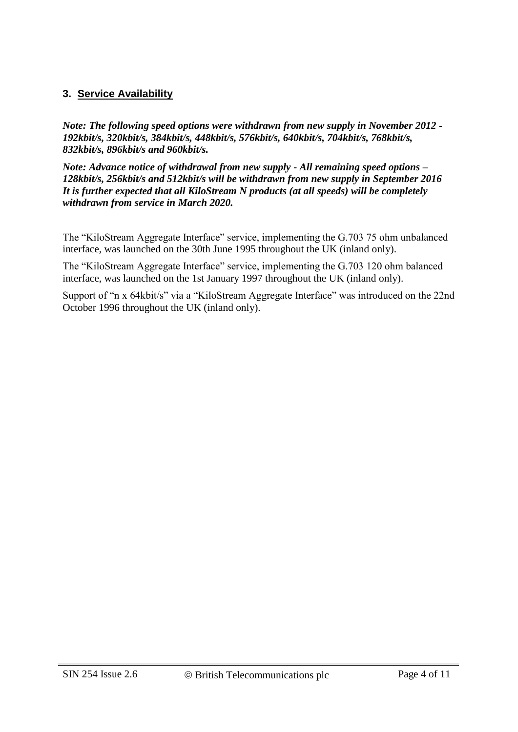## 3. Service Availability

***Note: The following speed options were withdrawn from new supply in November 2012 - 192kbit/s, 320kbit/s, 384kbit/s, 448kbit/s, 576kbit/s, 640kbit/s, 704kbit/s, 768kbit/s, 832kbit/s, 896kbit/s and 960kbit/s.***

***Note: Advance notice of withdrawal from new supply - All remaining speed options – 128kbit/s, 256kbit/s and 512kbit/s will be withdrawn from new supply in September 2016 It is further expected that all KiloStream N products (at all speeds) will be completely withdrawn from service in March 2020.***

The "KiloStream Aggregate Interface" service, implementing the G.703 75 ohm unbalanced interface, was launched on the 30th June 1995 throughout the UK (inland only).

The "KiloStream Aggregate Interface" service, implementing the G.703 120 ohm balanced interface, was launched on the 1st January 1997 throughout the UK (inland only).

Support of "n x 64kbit/s" via a "KiloStream Aggregate Interface" was introduced on the 22nd October 1996 throughout the UK (inland only).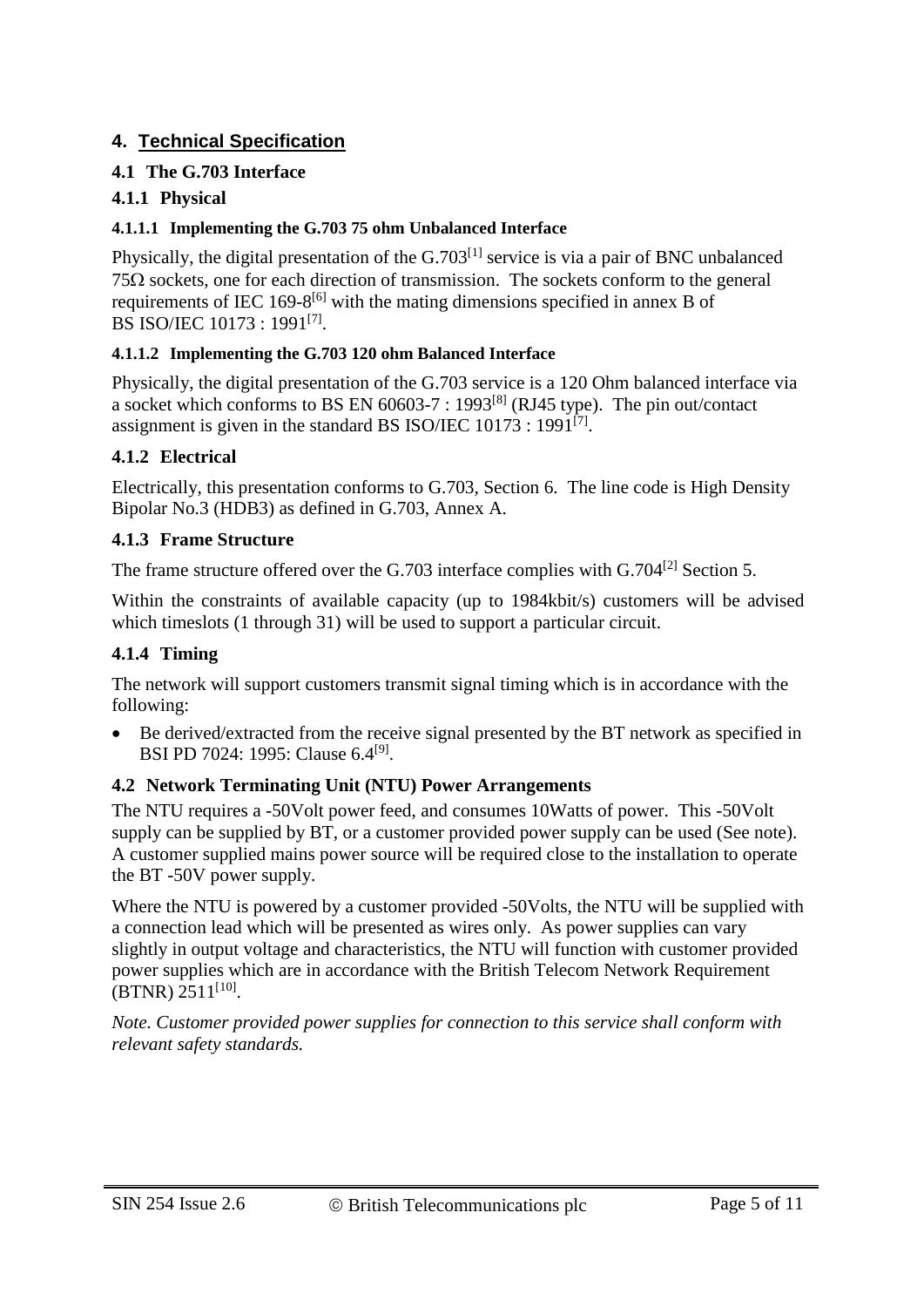# 4. Technical Specification

## 4.1 The G.703 Interface

### 4.1.1 Physical

#### 4.1.1.1 Implementing the G.703 75 ohm Unbalanced Interface

Physically, the digital presentation of the G.703[1] service is via a pair of BNC unbalanced 75Ω sockets, one for each direction of transmission. The sockets conform to the general requirements of IEC 169-8[6] with the mating dimensions specified in annex B of BS ISO/IEC 10173 : 1991[7].

#### 4.1.1.2 Implementing the G.703 120 ohm Balanced Interface

Physically, the digital presentation of the G.703 service is a 120 Ohm balanced interface via a socket which conforms to BS EN 60603-7 : 1993[8] (RJ45 type). The pin out/contact assignment is given in the standard BS ISO/IEC 10173 : 1991[7].

### 4.1.2 Electrical

Electrically, this presentation conforms to G.703, Section 6. The line code is High Density Bipolar No.3 (HDB3) as defined in G.703, Annex A.

### 4.1.3 Frame Structure

The frame structure offered over the G.703 interface complies with G.704[2] Section 5.

Within the constraints of available capacity (up to 1984kbit/s) customers will be advised which timeslots (1 through 31) will be used to support a particular circuit.

### 4.1.4 Timing

The network will support customers transmit signal timing which is in accordance with the following:

- Be derived/extracted from the receive signal presented by the BT network as specified in BSI PD 7024: 1995: Clause 6.4[9].

## 4.2 Network Terminating Unit (NTU) Power Arrangements

The NTU requires a -50Volt power feed, and consumes 10Watts of power. This -50Volt supply can be supplied by BT, or a customer provided power supply can be used (See note). A customer supplied mains power source will be required close to the installation to operate the BT -50V power supply.

Where the NTU is powered by a customer provided -50Volts, the NTU will be supplied with a connection lead which will be presented as wires only. As power supplies can vary slightly in output voltage and characteristics, the NTU will function with customer provided power supplies which are in accordance with the British Telecom Network Requirement (BTNR) 2511[10].

*Note. Customer provided power supplies for connection to this service shall conform with relevant safety standards.*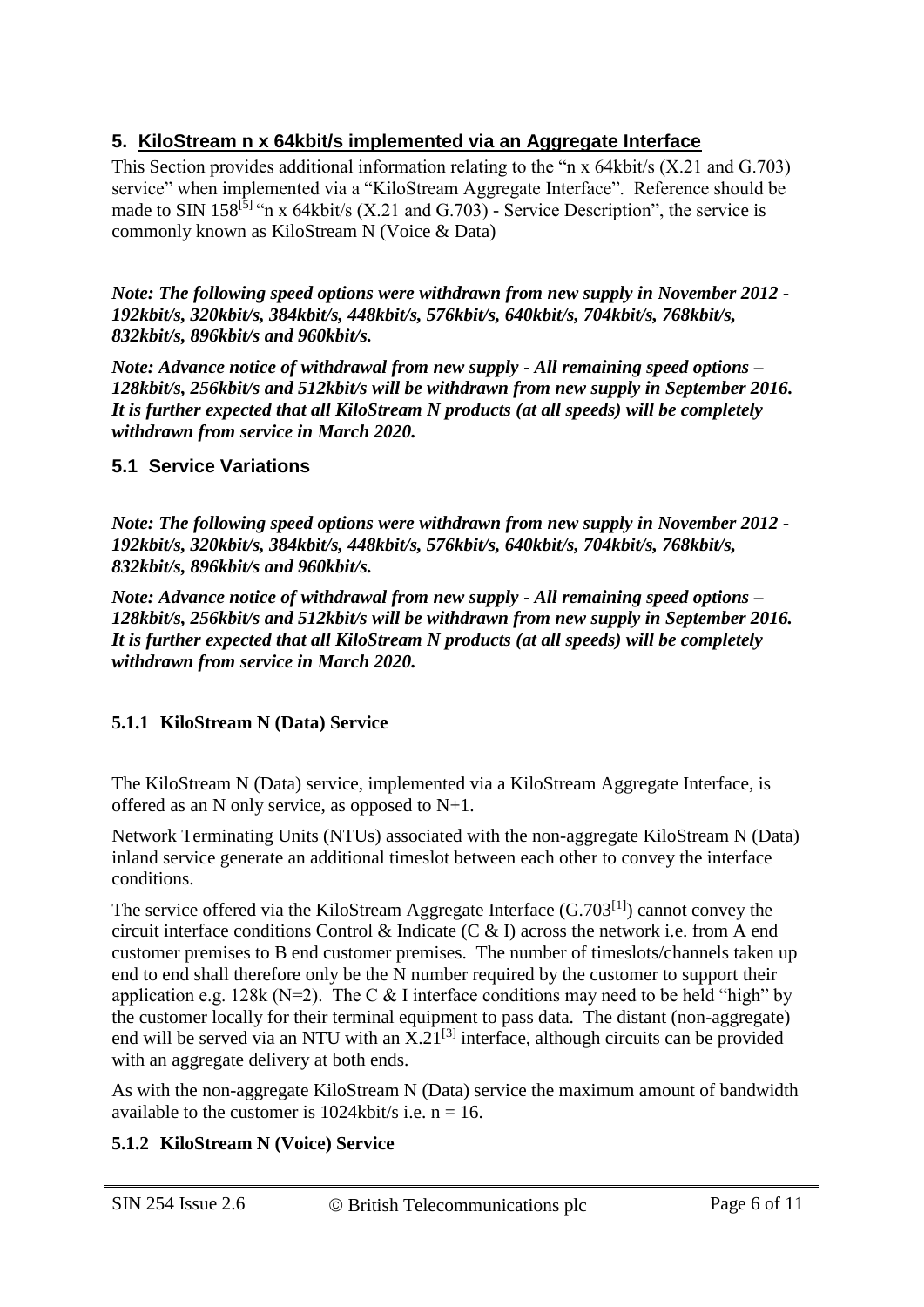## 5. KiloStream n x 64kbit/s implemented via an Aggregate Interface

This Section provides additional information relating to the "n x 64kbit/s (X.21 and G.703) service" when implemented via a "KiloStream Aggregate Interface". Reference should be made to SIN 158[5] "n x 64kbit/s (X.21 and G.703) - Service Description", the service is commonly known as KiloStream N (Voice & Data)

***Note: The following speed options were withdrawn from new supply in November 2012 - 192kbit/s, 320kbit/s, 384kbit/s, 448kbit/s, 576kbit/s, 640kbit/s, 704kbit/s, 768kbit/s, 832kbit/s, 896kbit/s and 960kbit/s.***

***Note: Advance notice of withdrawal from new supply - All remaining speed options – 128kbit/s, 256kbit/s and 512kbit/s will be withdrawn from new supply in September 2016. It is further expected that all KiloStream N products (at all speeds) will be completely withdrawn from service in March 2020.***

### 5.1 Service Variations

***Note: The following speed options were withdrawn from new supply in November 2012 - 192kbit/s, 320kbit/s, 384kbit/s, 448kbit/s, 576kbit/s, 640kbit/s, 704kbit/s, 768kbit/s, 832kbit/s, 896kbit/s and 960kbit/s.***

***Note: Advance notice of withdrawal from new supply - All remaining speed options – 128kbit/s, 256kbit/s and 512kbit/s will be withdrawn from new supply in September 2016. It is further expected that all KiloStream N products (at all speeds) will be completely withdrawn from service in March 2020.***

#### 5.1.1 KiloStream N (Data) Service

The KiloStream N (Data) service, implemented via a KiloStream Aggregate Interface, is offered as an N only service, as opposed to N+1.

Network Terminating Units (NTUs) associated with the non-aggregate KiloStream N (Data) inland service generate an additional timeslot between each other to convey the interface conditions.

The service offered via the KiloStream Aggregate Interface (G.703[1]) cannot convey the circuit interface conditions Control & Indicate (C & I) across the network i.e. from A end customer premises to B end customer premises. The number of timeslots/channels taken up end to end shall therefore only be the N number required by the customer to support their application e.g. 128k (N=2). The C & I interface conditions may need to be held "high" by the customer locally for their terminal equipment to pass data. The distant (non-aggregate) end will be served via an NTU with an X.21[3] interface, although circuits can be provided with an aggregate delivery at both ends.

As with the non-aggregate KiloStream N (Data) service the maximum amount of bandwidth available to the customer is 1024kbit/s i.e. n = 16.

#### 5.1.2 KiloStream N (Voice) Service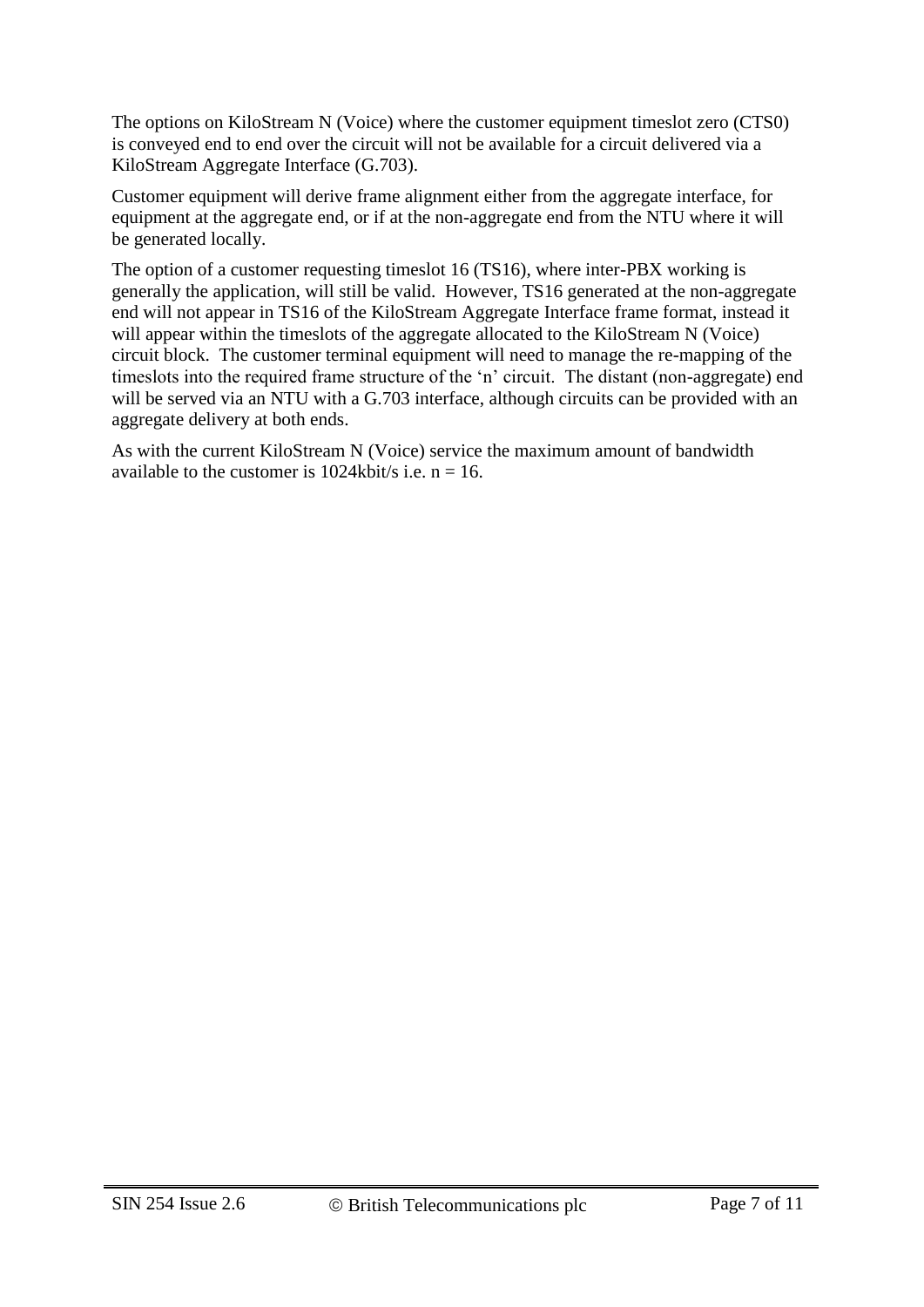The options on KiloStream N (Voice) where the customer equipment timeslot zero (CTS0) is conveyed end to end over the circuit will not be available for a circuit delivered via a KiloStream Aggregate Interface (G.703).

Customer equipment will derive frame alignment either from the aggregate interface, for equipment at the aggregate end, or if at the non-aggregate end from the NTU where it will be generated locally.

The option of a customer requesting timeslot 16 (TS16), where inter-PBX working is generally the application, will still be valid. However, TS16 generated at the non-aggregate end will not appear in TS16 of the KiloStream Aggregate Interface frame format, instead it will appear within the timeslots of the aggregate allocated to the KiloStream N (Voice) circuit block. The customer terminal equipment will need to manage the re-mapping of the timeslots into the required frame structure of the 'n' circuit. The distant (non-aggregate) end will be served via an NTU with a G.703 interface, although circuits can be provided with an aggregate delivery at both ends.

As with the current KiloStream N (Voice) service the maximum amount of bandwidth available to the customer is 1024kbit/s i.e. $n = 16$.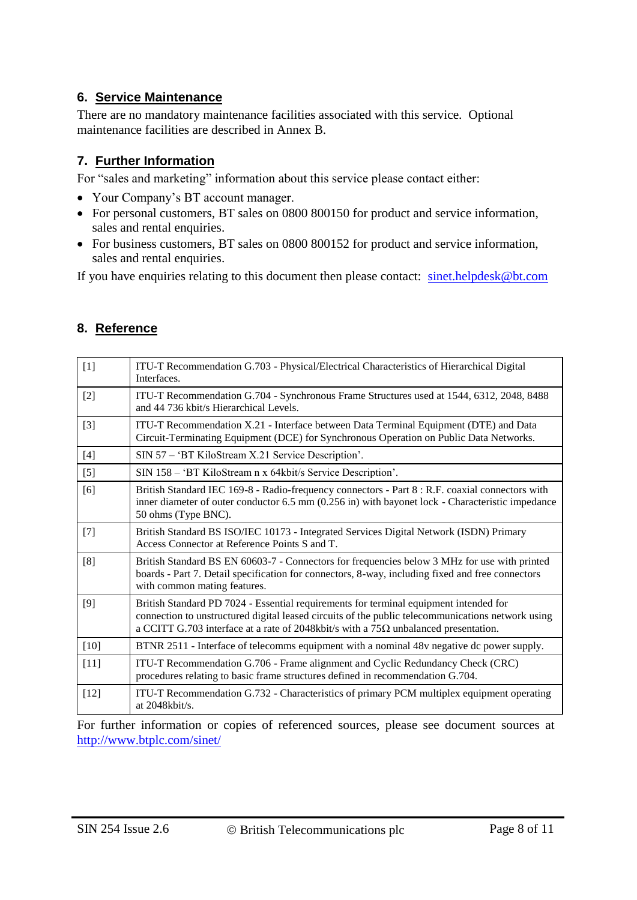## 6. Service Maintenance

There are no mandatory maintenance facilities associated with this service. Optional maintenance facilities are described in Annex B.

## 7. Further Information

For "sales and marketing" information about this service please contact either:

- Your Company's BT account manager.
- For personal customers, BT sales on 0800 800150 for product and service information, sales and rental enquiries.
- For business customers, BT sales on 0800 800152 for product and service information, sales and rental enquiries.

If you have enquiries relating to this document then please contact: sinet.helpdesk@bt.com

## 8. Reference

| | |
|---|---|
| [1] | ITU-T Recommendation G.703 - Physical/Electrical Characteristics of Hierarchical Digital Interfaces. |
| [2] | ITU-T Recommendation G.704 - Synchronous Frame Structures used at 1544, 6312, 2048, 8488 and 44 736 kbit/s Hierarchical Levels. |
| [3] | ITU-T Recommendation X.21 - Interface between Data Terminal Equipment (DTE) and Data Circuit-Terminating Equipment (DCE) for Synchronous Operation on Public Data Networks. |
| [4] | SIN 57 – 'BT KiloStream X.21 Service Description'. |
| [5] | SIN 158 – 'BT KiloStream n x 64kbit/s Service Description'. |
| [6] | British Standard IEC 169-8 - Radio-frequency connectors - Part 8 : R.F. coaxial connectors with inner diameter of outer conductor 6.5 mm (0.256 in) with bayonet lock - Characteristic impedance 50 ohms (Type BNC). |
| [7] | British Standard BS ISO/IEC 10173 - Integrated Services Digital Network (ISDN) Primary Access Connector at Reference Points S and T. |
| [8] | British Standard BS EN 60603-7 - Connectors for frequencies below 3 MHz for use with printed boards - Part 7. Detail specification for connectors, 8-way, including fixed and free connectors with common mating features. |
| [9] | British Standard PD 7024 - Essential requirements for terminal equipment intended for connection to unstructured digital leased circuits of the public telecommunications network using a CCITT G.703 interface at a rate of 2048kbit/s with a 75Ω unbalanced presentation. |
| [10] | BTNR 2511 - Interface of telecomms equipment with a nominal 48v negative dc power supply. |
| [11] | ITU-T Recommendation G.706 - Frame alignment and Cyclic Redundancy Check (CRC) procedures relating to basic frame structures defined in recommendation G.704. |
| [12] | ITU-T Recommendation G.732 - Characteristics of primary PCM multiplex equipment operating at 2048kbit/s. |

For further information or copies of referenced sources, please see document sources at http://www.btplc.com/sinet/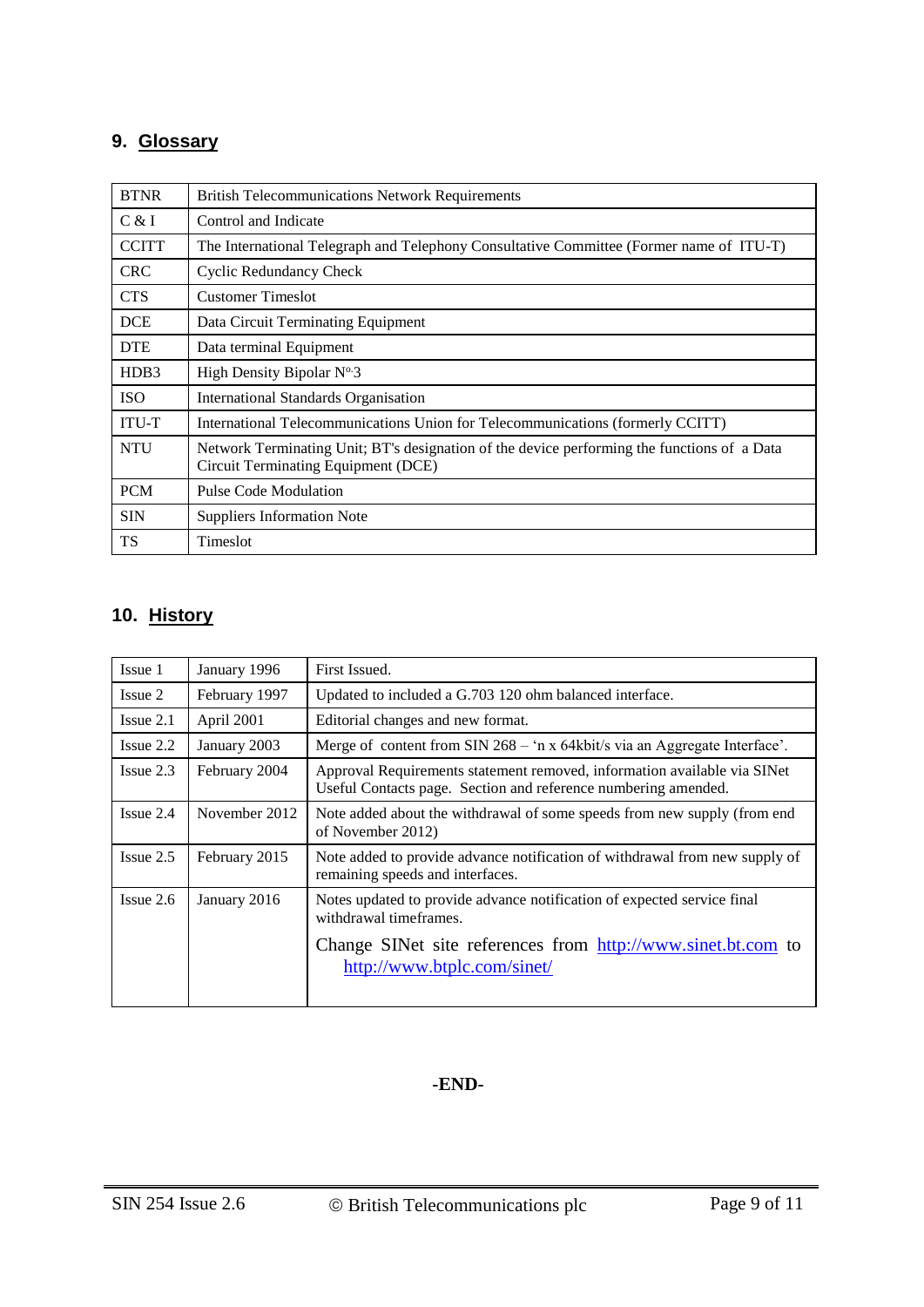## 9. Glossary

| | |
|---|---|
| BTNR | British Telecommunications Network Requirements |
| C & I | Control and Indicate |
| CCITT | The International Telegraph and Telephony Consultative Committee (Former name of ITU-T) |
| CRC | Cyclic Redundancy Check |
| CTS | Customer Timeslot |
| DCE | Data Circuit Terminating Equipment |
| DTE | Data terminal Equipment |
| HDB3 | High Density Bipolar Nº.3 |
| ISO | International Standards Organisation |
| ITU-T | International Telecommunications Union for Telecommunications (formerly CCITT) |
| NTU | Network Terminating Unit; BT's designation of the device performing the functions of a Data Circuit Terminating Equipment (DCE) |
| PCM | Pulse Code Modulation |
| SIN | Suppliers Information Note |
| TS | Timeslot |

## 10. History

| | | |
|---|---|---|
| Issue 1 | January 1996 | First Issued. |
| Issue 2 | February 1997 | Updated to included a G.703 120 ohm balanced interface. |
| Issue 2.1 | April 2001 | Editorial changes and new format. |
| Issue 2.2 | January 2003 | Merge of content from SIN 268 – 'n x 64kbit/s via an Aggregate Interface'. |
| Issue 2.3 | February 2004 | Approval Requirements statement removed, information available via SINet Useful Contacts page. Section and reference numbering amended. |
| Issue 2.4 | November 2012 | Note added about the withdrawal of some speeds from new supply (from end of November 2012) |
| Issue 2.5 | February 2015 | Note added to provide advance notification of withdrawal from new supply of remaining speeds and interfaces. |
| Issue 2.6 | January 2016 | Notes updated to provide advance notification of expected service final withdrawal timeframes. Change SINet site references from http://www.sinet.bt.com to http://www.btplc.com/sinet/ |

**-END-**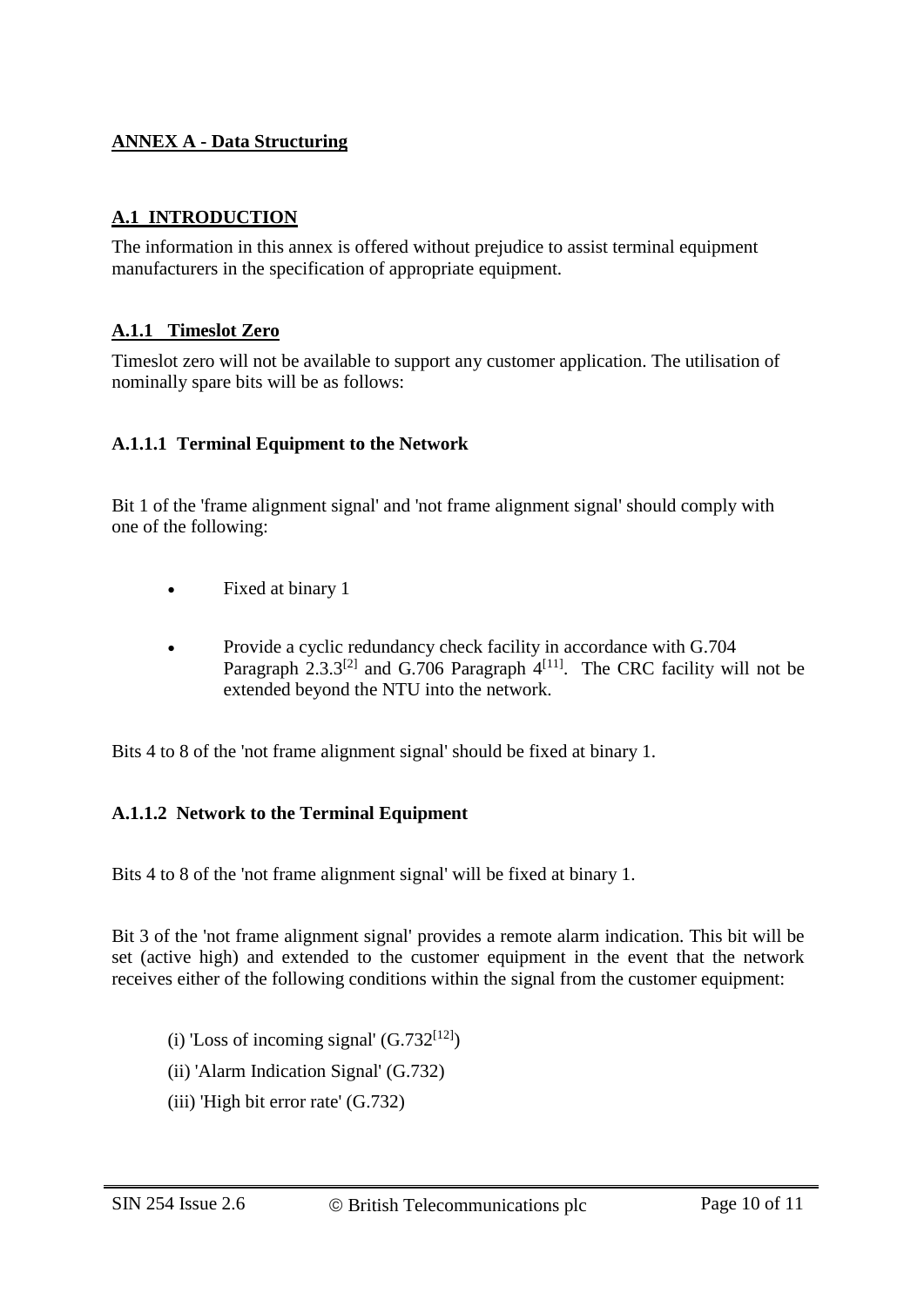## ANNEX A - Data Structuring

### A.1 INTRODUCTION

The information in this annex is offered without prejudice to assist terminal equipment manufacturers in the specification of appropriate equipment.

### A.1.1 Timeslot Zero

Timeslot zero will not be available to support any customer application. The utilisation of nominally spare bits will be as follows:

#### A.1.1.1 Terminal Equipment to the Network

Bit 1 of the 'frame alignment signal' and 'not frame alignment signal' should comply with one of the following:

- Fixed at binary 1
- Provide a cyclic redundancy check facility in accordance with G.704 Paragraph 2.3.3[2] and G.706 Paragraph 4[11]. The CRC facility will not be extended beyond the NTU into the network.

Bits 4 to 8 of the 'not frame alignment signal' should be fixed at binary 1.

#### A.1.1.2 Network to the Terminal Equipment

Bits 4 to 8 of the 'not frame alignment signal' will be fixed at binary 1.

Bit 3 of the 'not frame alignment signal' provides a remote alarm indication. This bit will be set (active high) and extended to the customer equipment in the event that the network receives either of the following conditions within the signal from the customer equipment:

(i) 'Loss of incoming signal' (G.732[12])

(ii) 'Alarm Indication Signal' (G.732)

(iii) 'High bit error rate' (G.732)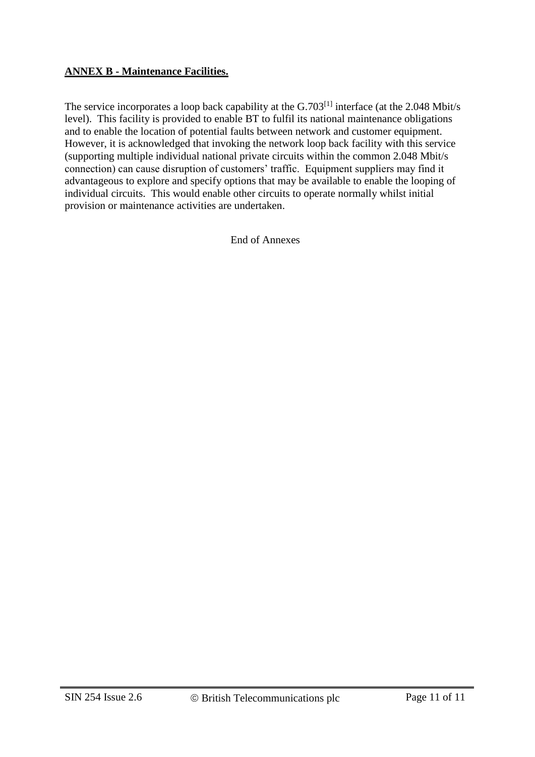## ANNEX B - Maintenance Facilities.

The service incorporates a loop back capability at the G.703[1] interface (at the 2.048 Mbit/s level). This facility is provided to enable BT to fulfil its national maintenance obligations and to enable the location of potential faults between network and customer equipment. However, it is acknowledged that invoking the network loop back facility with this service (supporting multiple individual national private circuits within the common 2.048 Mbit/s connection) can cause disruption of customers' traffic. Equipment suppliers may find it advantageous to explore and specify options that may be available to enable the looping of individual circuits. This would enable other circuits to operate normally whilst initial provision or maintenance activities are undertaken.

End of Annexes